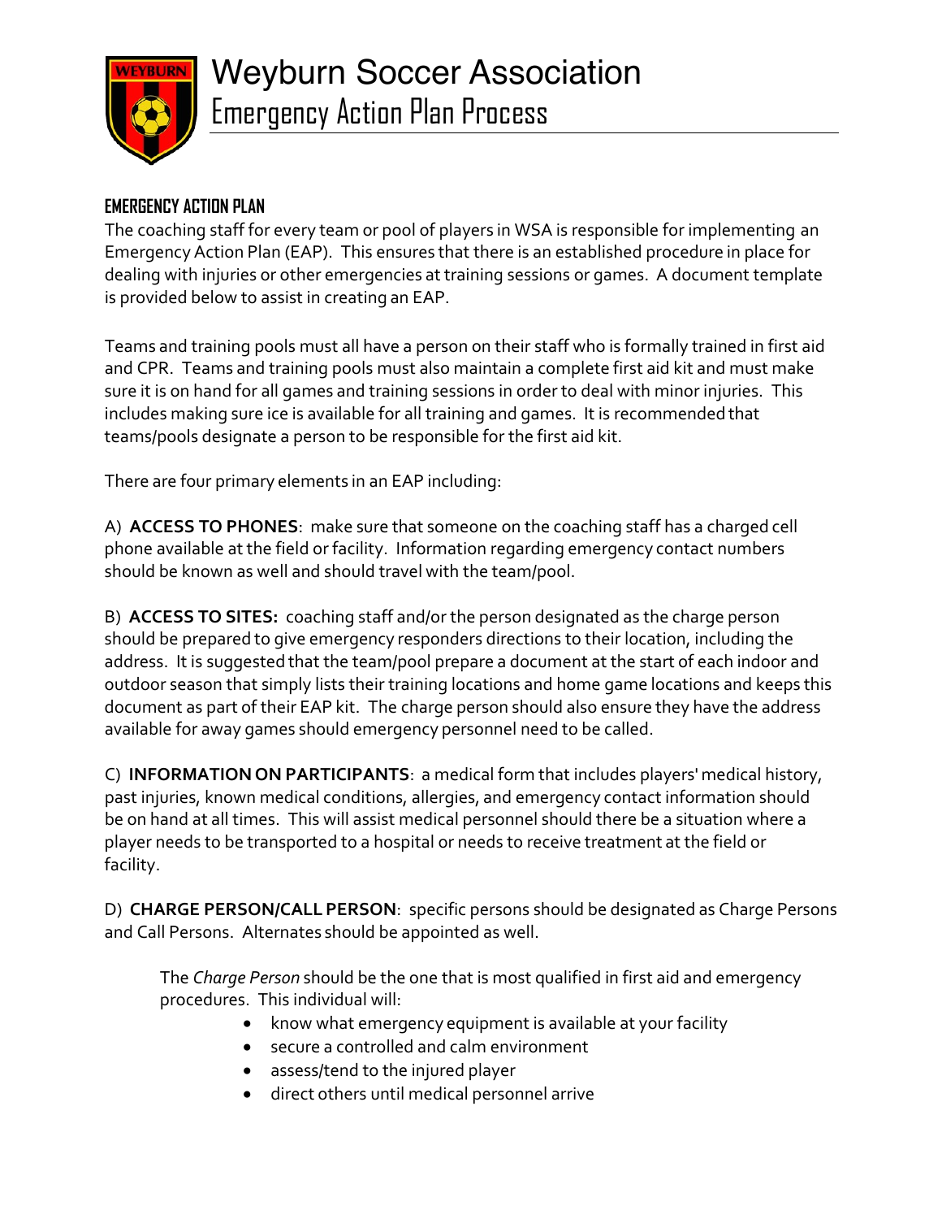# Weyburn Soccer Association

## Emergency Action Plan Process

### EMERGENCY ACTION PLAN

The coaching staff for every team or pool of players in WSA is responsible for implementing an Emergency Action Plan (EAP). This ensures that there is an established procedure in place for dealing with injuries or other emergencies at training sessions or games. A document template is provided below to assist in creating an EAP.

Teams and training pools must all have a person on their staff who is formally trained in first aid and CPR. Teams and training pools must also maintain a complete first aid kit and must make sure it is on hand for all games and training sessions in order to deal with minor injuries. This includes making sure ice is available for all training and games. It is recommended that teams/pools designate a person to be responsible for the first aid kit.

There are four primary elements in an EAP including:

A) **ACCESS TO PHONES**: make sure that someone on the coaching staff has a charged cell phone available at the field or facility. Information regarding emergency contact numbers should be known as well and should travel with the team/pool.

B) **ACCESS TO SITES:** coaching staff and/or the person designated as the charge person should be prepared to give emergency responders directions to their location, including the address. It is suggested that the team/pool prepare a document at the start of each indoor and outdoor season that simply lists their training locations and home game locations and keeps this document as part of their EAP kit. The charge person should also ensure they have the address available for away games should emergency personnel need to be called.

C) **INFORMATION ON PARTICIPANTS**: a medical form that includes players' medical history, past injuries, known medical conditions, allergies, and emergency contact information should be on hand at all times. This will assist medical personnel should there be a situation where a player needs to be transported to a hospital or needs to receive treatment at the field or facility.

D) **CHARGE PERSON/CALL PERSON**: specific persons should be designated as Charge Persons and Call Persons. Alternates should be appointed as well.

The *Charge Person* should be the one that is most qualified in first aid and emergency procedures. This individual will:

- know what emergency equipment is available at your facility
- secure a controlled and calm environment
- assess/tend to the injured player
- direct others until medical personnel arrive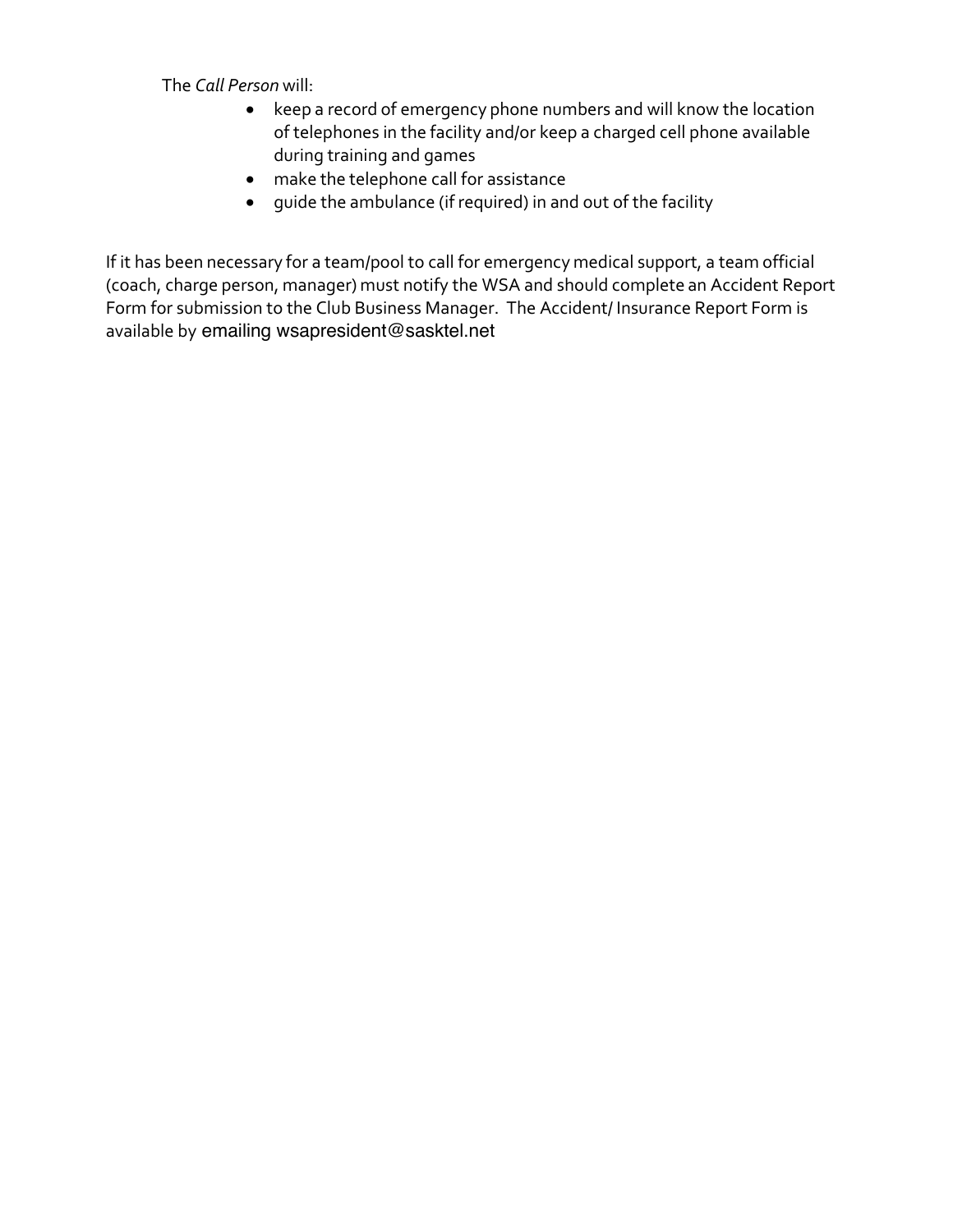The *Call Person* will:

- keep a record of emergency phone numbers and will know the location of telephones in the facility and/or keep a charged cell phone available during training and games
- make the telephone call for assistance
- guide the ambulance (if required) in and out of the facility

If it has been necessary for a team/pool to call for emergency medical support, a team official (coach, charge person, manager) must notify the WSA and should complete an Accident Report Form for submission to the Club Business Manager. The Accident/ Insurance Report Form is available by emailing wsapresident@sasktel.net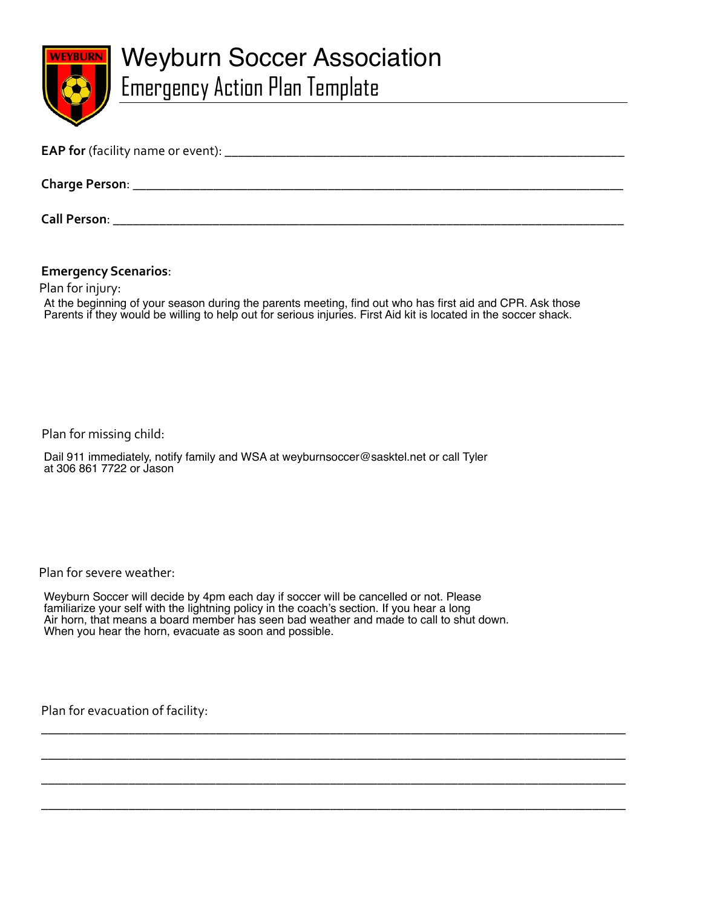# Weyburn Soccer Association

## Emergency Action Plan Template

**EAP for** (facility name or event): ______________________________________________

**Charge Person**: ______________________________________________

**Call Person**: ______________________________________________

**Emergency Scenarios**:

Plan for injury:

At the beginning of your season during the parents meeting, find out who has first aid and CPR. Ask those Parents if they would be willing to help out for serious injuries. First Aid kit is located in the soccer shack.

Plan for missing child:

Dail 911 immediately, notify family and WSA at weyburnsoccer@sasktel.net or call Tyler at 306 861 7722 or Jason

Plan for severe weather:

Weyburn Soccer will decide by 4pm each day if soccer will be cancelled or not. Please familiarize your self with the lightning policy in the coach's section. If you hear a long Air horn, that means a board member has seen bad weather and made to call to shut down. When you hear the horn, evacuate as soon and possible.

Plan for evacuation of facility:

______________________________________________

______________________________________________

______________________________________________

______________________________________________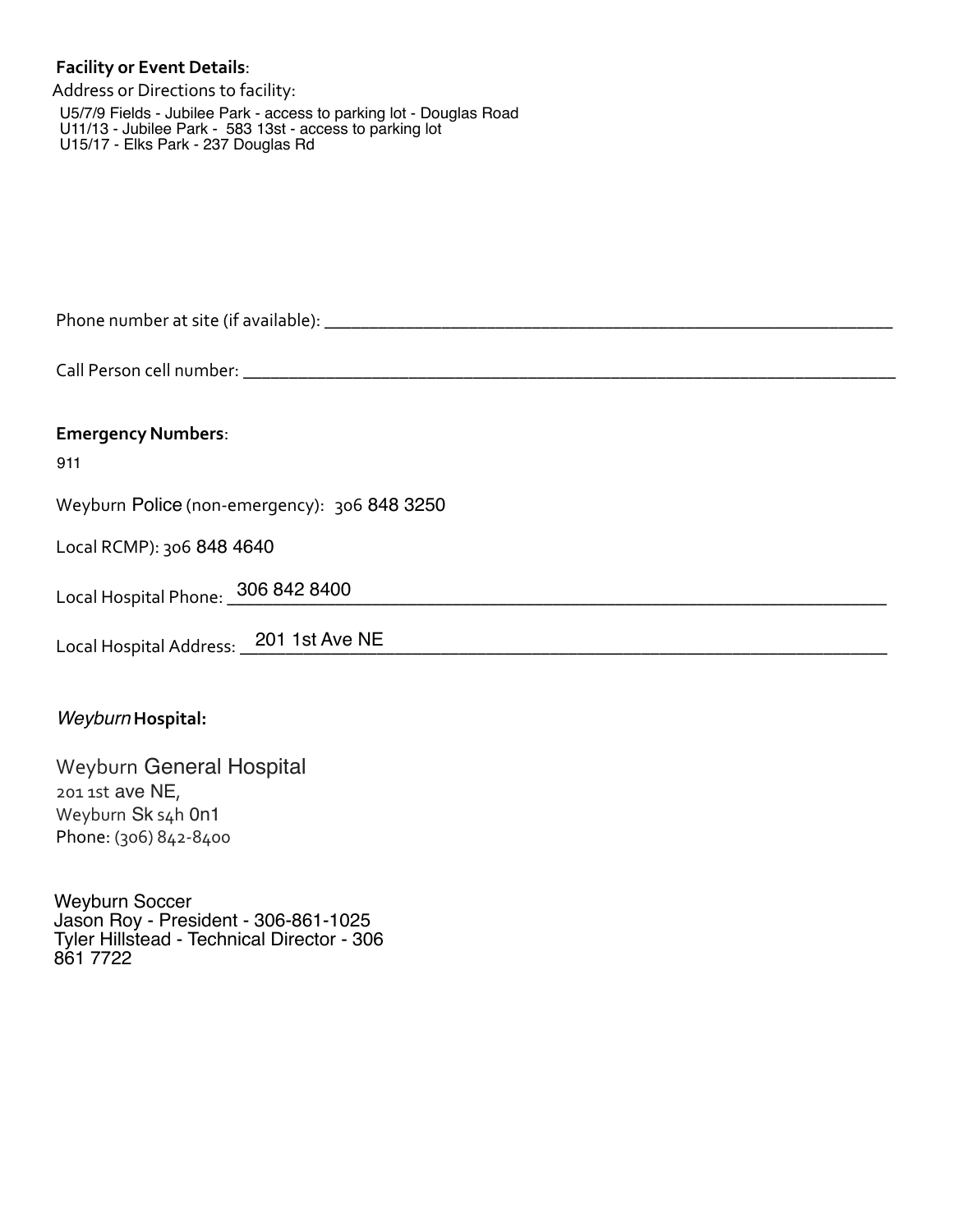**Facility or Event Details**:

Address or Directions to facility:

U5/7/9 Fields - Jubilee Park - access to parking lot - Douglas Road
U11/13 - Jubilee Park - 583 13st - access to parking lot
U15/17 - Elks Park - 237 Douglas Rd

Phone number at site (if available): ___________________________________________

Call Person cell number: ___________________________________________

**Emergency Numbers**:

911

Weyburn Police (non-emergency): 306 848 3250

Local RCMP): 306 848 4640

Local Hospital Phone: 306 842 8400

Local Hospital Address: 201 1st Ave NE

*Weyburn* **Hospital:**

Weyburn General Hospital
201 1st ave NE,
Weyburn Sk s4h 0n1
Phone: (306) 842-8400

Weyburn Soccer
Jason Roy - President - 306-861-1025
Tyler Hillstead - Technical Director - 306 861 7722